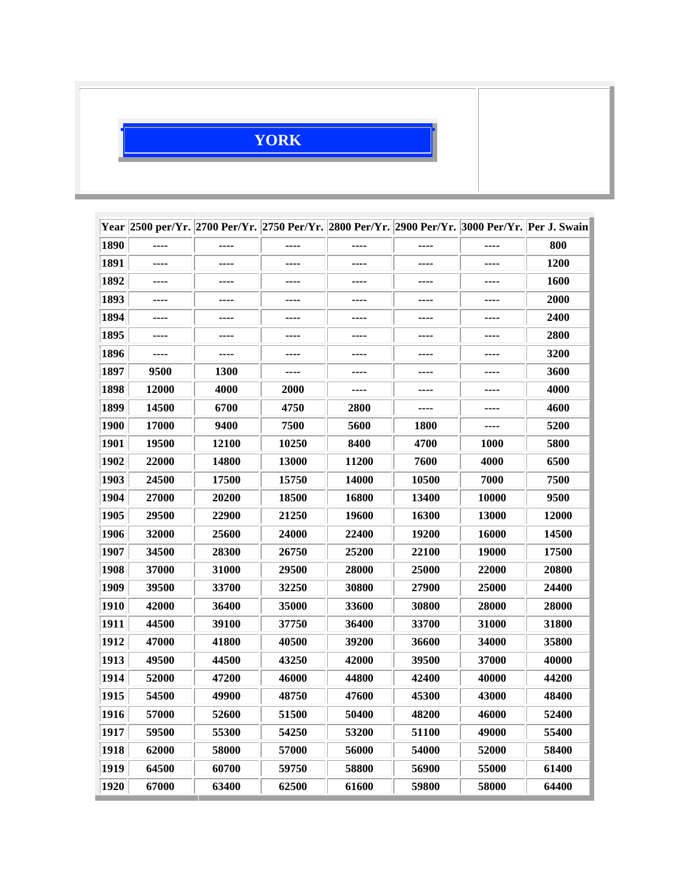# YORK

| Year | 2500 per/Yr. | 2700 Per/Yr. | 2750 Per/Yr. | 2800 Per/Yr. | 2900 Per/Yr. | 3000 Per/Yr. | Per J. Swain |
|---|---|---|---|---|---|---|---|
| 1890 | ---- | ---- | ---- | ---- | ---- | ---- | 800 |
| 1891 | ---- | ---- | ---- | ---- | ---- | ---- | 1200 |
| 1892 | ---- | ---- | ---- | ---- | ---- | ---- | 1600 |
| 1893 | ---- | ---- | ---- | ---- | ---- | ---- | 2000 |
| 1894 | ---- | ---- | ---- | ---- | ---- | ---- | 2400 |
| 1895 | ---- | ---- | ---- | ---- | ---- | ---- | 2800 |
| 1896 | ---- | ---- | ---- | ---- | ---- | ---- | 3200 |
| 1897 | 9500 | 1300 | ---- | ---- | ---- | ---- | 3600 |
| 1898 | 12000 | 4000 | 2000 | ---- | ---- | ---- | 4000 |
| 1899 | 14500 | 6700 | 4750 | 2800 | ---- | ---- | 4600 |
| 1900 | 17000 | 9400 | 7500 | 5600 | 1800 | ---- | 5200 |
| 1901 | 19500 | 12100 | 10250 | 8400 | 4700 | 1000 | 5800 |
| 1902 | 22000 | 14800 | 13000 | 11200 | 7600 | 4000 | 6500 |
| 1903 | 24500 | 17500 | 15750 | 14000 | 10500 | 7000 | 7500 |
| 1904 | 27000 | 20200 | 18500 | 16800 | 13400 | 10000 | 9500 |
| 1905 | 29500 | 22900 | 21250 | 19600 | 16300 | 13000 | 12000 |
| 1906 | 32000 | 25600 | 24000 | 22400 | 19200 | 16000 | 14500 |
| 1907 | 34500 | 28300 | 26750 | 25200 | 22100 | 19000 | 17500 |
| 1908 | 37000 | 31000 | 29500 | 28000 | 25000 | 22000 | 20800 |
| 1909 | 39500 | 33700 | 32250 | 30800 | 27900 | 25000 | 24400 |
| 1910 | 42000 | 36400 | 35000 | 33600 | 30800 | 28000 | 28000 |
| 1911 | 44500 | 39100 | 37750 | 36400 | 33700 | 31000 | 31800 |
| 1912 | 47000 | 41800 | 40500 | 39200 | 36600 | 34000 | 35800 |
| 1913 | 49500 | 44500 | 43250 | 42000 | 39500 | 37000 | 40000 |
| 1914 | 52000 | 47200 | 46000 | 44800 | 42400 | 40000 | 44200 |
| 1915 | 54500 | 49900 | 48750 | 47600 | 45300 | 43000 | 48400 |
| 1916 | 57000 | 52600 | 51500 | 50400 | 48200 | 46000 | 52400 |
| 1917 | 59500 | 55300 | 54250 | 53200 | 51100 | 49000 | 55400 |
| 1918 | 62000 | 58000 | 57000 | 56000 | 54000 | 52000 | 58400 |
| 1919 | 64500 | 60700 | 59750 | 58800 | 56900 | 55000 | 61400 |
| 1920 | 67000 | 63400 | 62500 | 61600 | 59800 | 58000 | 64400 |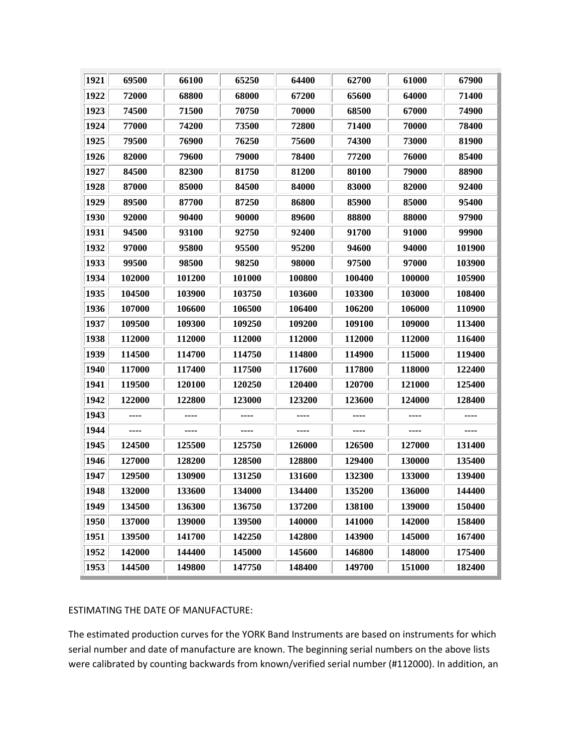| | | | | | | | |
|---|---|---|---|---|---|---|---|
| 1921 | 69500 | 66100 | 65250 | 64400 | 62700 | 61000 | 67900 |
| 1922 | 72000 | 68800 | 68000 | 67200 | 65600 | 64000 | 71400 |
| 1923 | 74500 | 71500 | 70750 | 70000 | 68500 | 67000 | 74900 |
| 1924 | 77000 | 74200 | 73500 | 72800 | 71400 | 70000 | 78400 |
| 1925 | 79500 | 76900 | 76250 | 75600 | 74300 | 73000 | 81900 |
| 1926 | 82000 | 79600 | 79000 | 78400 | 77200 | 76000 | 85400 |
| 1927 | 84500 | 82300 | 81750 | 81200 | 80100 | 79000 | 88900 |
| 1928 | 87000 | 85000 | 84500 | 84000 | 83000 | 82000 | 92400 |
| 1929 | 89500 | 87700 | 87250 | 86800 | 85900 | 85000 | 95400 |
| 1930 | 92000 | 90400 | 90000 | 89600 | 88800 | 88000 | 97900 |
| 1931 | 94500 | 93100 | 92750 | 92400 | 91700 | 91000 | 99900 |
| 1932 | 97000 | 95800 | 95500 | 95200 | 94600 | 94000 | 101900 |
| 1933 | 99500 | 98500 | 98250 | 98000 | 97500 | 97000 | 103900 |
| 1934 | 102000 | 101200 | 101000 | 100800 | 100400 | 100000 | 105900 |
| 1935 | 104500 | 103900 | 103750 | 103600 | 103300 | 103000 | 108400 |
| 1936 | 107000 | 106600 | 106500 | 106400 | 106200 | 106000 | 110900 |
| 1937 | 109500 | 109300 | 109250 | 109200 | 109100 | 109000 | 113400 |
| 1938 | 112000 | 112000 | 112000 | 112000 | 112000 | 112000 | 116400 |
| 1939 | 114500 | 114700 | 114750 | 114800 | 114900 | 115000 | 119400 |
| 1940 | 117000 | 117400 | 117500 | 117600 | 117800 | 118000 | 122400 |
| 1941 | 119500 | 120100 | 120250 | 120400 | 120700 | 121000 | 125400 |
| 1942 | 122000 | 122800 | 123000 | 123200 | 123600 | 124000 | 128400 |
| 1943 | ---- | ---- | ---- | ---- | ---- | ---- | ---- |
| 1944 | ---- | ---- | ---- | ---- | ---- | ---- | ---- |
| 1945 | 124500 | 125500 | 125750 | 126000 | 126500 | 127000 | 131400 |
| 1946 | 127000 | 128200 | 128500 | 128800 | 129400 | 130000 | 135400 |
| 1947 | 129500 | 130900 | 131250 | 131600 | 132300 | 133000 | 139400 |
| 1948 | 132000 | 133600 | 134000 | 134400 | 135200 | 136000 | 144400 |
| 1949 | 134500 | 136300 | 136750 | 137200 | 138100 | 139000 | 150400 |
| 1950 | 137000 | 139000 | 139500 | 140000 | 141000 | 142000 | 158400 |
| 1951 | 139500 | 141700 | 142250 | 142800 | 143900 | 145000 | 167400 |
| 1952 | 142000 | 144400 | 145000 | 145600 | 146800 | 148000 | 175400 |
| 1953 | 144500 | 149800 | 147750 | 148400 | 149700 | 151000 | 182400 |

ESTIMATING THE DATE OF MANUFACTURE:

The estimated production curves for the YORK Band Instruments are based on instruments for which serial number and date of manufacture are known. The beginning serial numbers on the above lists were calibrated by counting backwards from known/verified serial number (#112000). In addition, an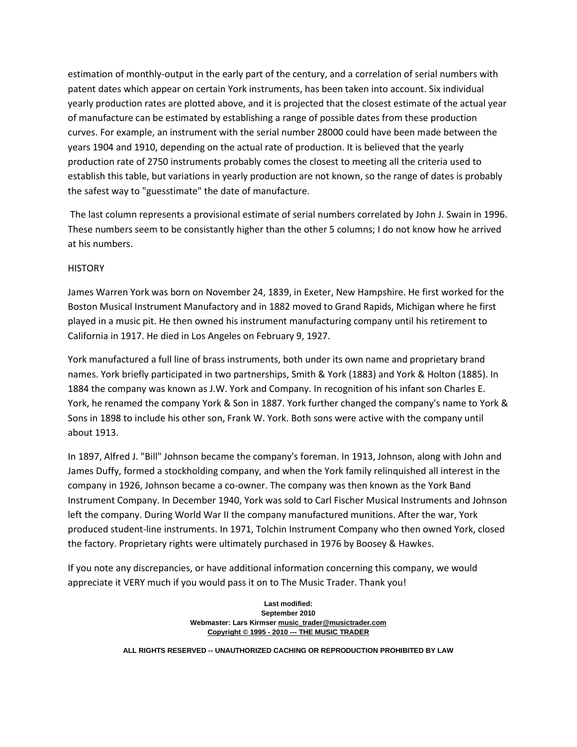estimation of monthly-output in the early part of the century, and a correlation of serial numbers with patent dates which appear on certain York instruments, has been taken into account. Six individual yearly production rates are plotted above, and it is projected that the closest estimate of the actual year of manufacture can be estimated by establishing a range of possible dates from these production curves. For example, an instrument with the serial number 28000 could have been made between the years 1904 and 1910, depending on the actual rate of production. It is believed that the yearly production rate of 2750 instruments probably comes the closest to meeting all the criteria used to establish this table, but variations in yearly production are not known, so the range of dates is probably the safest way to "guesstimate" the date of manufacture.

The last column represents a provisional estimate of serial numbers correlated by John J. Swain in 1996. These numbers seem to be consistantly higher than the other 5 columns; I do not know how he arrived at his numbers.

## HISTORY

James Warren York was born on November 24, 1839, in Exeter, New Hampshire. He first worked for the Boston Musical Instrument Manufactory and in 1882 moved to Grand Rapids, Michigan where he first played in a music pit. He then owned his instrument manufacturing company until his retirement to California in 1917. He died in Los Angeles on February 9, 1927.

York manufactured a full line of brass instruments, both under its own name and proprietary brand names. York briefly participated in two partnerships, Smith & York (1883) and York & Holton (1885). In 1884 the company was known as J.W. York and Company. In recognition of his infant son Charles E. York, he renamed the company York & Son in 1887. York further changed the company's name to York & Sons in 1898 to include his other son, Frank W. York. Both sons were active with the company until about 1913.

In 1897, Alfred J. "Bill" Johnson became the company's foreman. In 1913, Johnson, along with John and James Duffy, formed a stockholding company, and when the York family relinquished all interest in the company in 1926, Johnson became a co-owner. The company was then known as the York Band Instrument Company. In December 1940, York was sold to Carl Fischer Musical Instruments and Johnson left the company. During World War II the company manufactured munitions. After the war, York produced student-line instruments. In 1971, Tolchin Instrument Company who then owned York, closed the factory. Proprietary rights were ultimately purchased in 1976 by Boosey & Hawkes.

If you note any discrepancies, or have additional information concerning this company, we would appreciate it VERY much if you would pass it on to The Music Trader. Thank you!

**Last modified:**
**September 2010**
**Webmaster: Lars Kirmser music_trader@musictrader.com**
**Copyright © 1995 - 2010 --- THE MUSIC TRADER**

**ALL RIGHTS RESERVED -- UNAUTHORIZED CACHING OR REPRODUCTION PROHIBITED BY LAW**